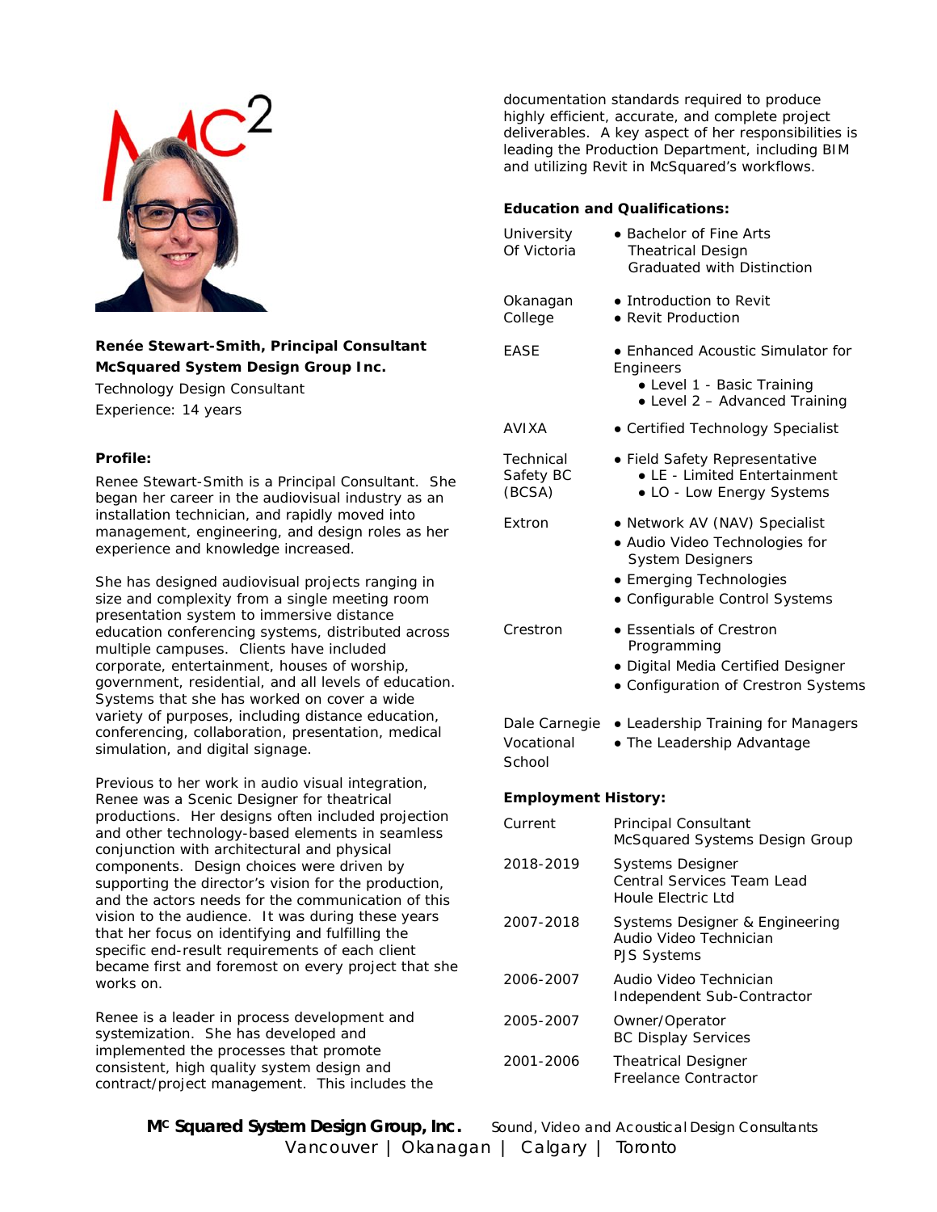**Renée Stewart-Smith, Principal Consultant**
**McSquared System Design Group Inc.**
Technology Design Consultant
Experience: 14 years

**Profile:**

Renee Stewart-Smith is a Principal Consultant. She began her career in the audiovisual industry as an installation technician, and rapidly moved into management, engineering, and design roles as her experience and knowledge increased.

She has designed audiovisual projects ranging in size and complexity from a single meeting room presentation system to immersive distance education conferencing systems, distributed across multiple campuses. Clients have included corporate, entertainment, houses of worship, government, residential, and all levels of education. Systems that she has worked on cover a wide variety of purposes, including distance education, conferencing, collaboration, presentation, medical simulation, and digital signage.

Previous to her work in audio visual integration, Renee was a Scenic Designer for theatrical productions. Her designs often included projection and other technology-based elements in seamless conjunction with architectural and physical components. Design choices were driven by supporting the director's vision for the production, and the actors needs for the communication of this vision to the audience. It was during these years that her focus on identifying and fulfilling the specific end-result requirements of each client became first and foremost on every project that she works on.

Renee is a leader in process development and systemization. She has developed and implemented the processes that promote consistent, high quality system design and contract/project management. This includes the documentation standards required to produce highly efficient, accurate, and complete project deliverables. A key aspect of her responsibilities is leading the Production Department, including BIM and utilizing Revit in McSquared's workflows.

**Education and Qualifications:**

| | |
|---|---|
| University Of Victoria | • Bachelor of Fine Arts Theatrical Design Graduated with Distinction |
| Okanagan College | • Introduction to Revit<br>• Revit Production |
| EASE | • Enhanced Acoustic Simulator for Engineers<br>  • Level 1 - Basic Training<br>  • Level 2 – Advanced Training |
| AVIXA | • Certified Technology Specialist |
| Technical Safety BC (BCSA) | • Field Safety Representative<br>  • LE - Limited Entertainment<br>  • LO - Low Energy Systems |
| Extron | • Network AV (NAV) Specialist<br>• Audio Video Technologies for System Designers<br>• Emerging Technologies<br>• Configurable Control Systems |
| Crestron | • Essentials of Crestron Programming<br>• Digital Media Certified Designer<br>• Configuration of Crestron Systems |
| Dale Carnegie Vocational School | • Leadership Training for Managers<br>• The Leadership Advantage |

**Employment History:**

| | |
|---|---|
| Current | Principal Consultant<br>McSquared Systems Design Group |
| 2018-2019 | Systems Designer<br>Central Services Team Lead<br>Houle Electric Ltd |
| 2007-2018 | Systems Designer & Engineering Audio Video Technician<br>PJS Systems |
| 2006-2007 | Audio Video Technician<br>Independent Sub-Contractor |
| 2005-2007 | Owner/Operator<br>BC Display Services |
| 2001-2006 | Theatrical Designer<br>Freelance Contractor |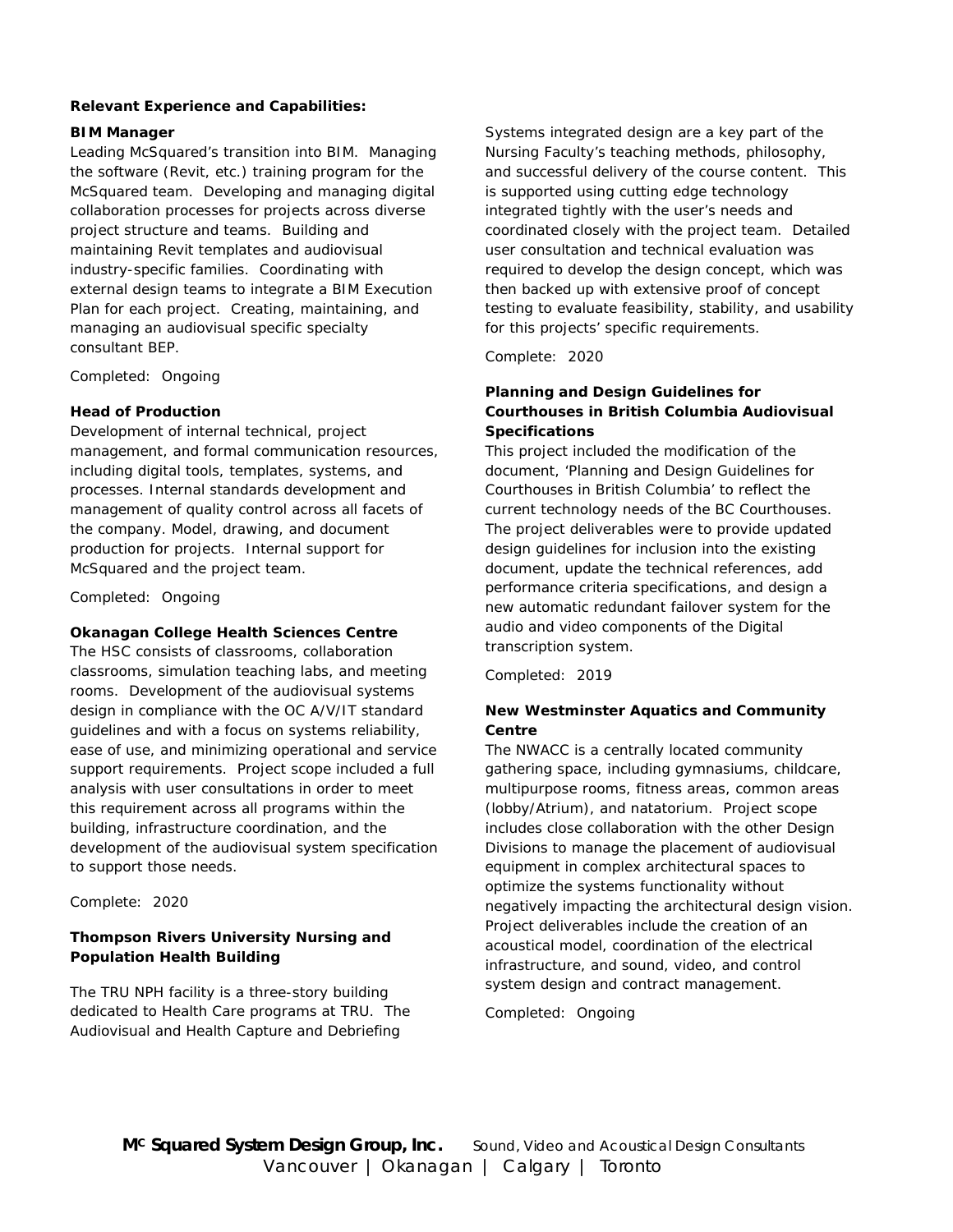**Relevant Experience and Capabilities:**

**BIM Manager**

Leading McSquared's transition into BIM. Managing the software (Revit, etc.) training program for the McSquared team. Developing and managing digital collaboration processes for projects across diverse project structure and teams. Building and maintaining Revit templates and audiovisual industry-specific families. Coordinating with external design teams to integrate a BIM Execution Plan for each project. Creating, maintaining, and managing an audiovisual specific specialty consultant BEP.

Completed: Ongoing

**Head of Production**

Development of internal technical, project management, and formal communication resources, including digital tools, templates, systems, and processes. Internal standards development and management of quality control across all facets of the company. Model, drawing, and document production for projects. Internal support for McSquared and the project team.

Completed: Ongoing

**Okanagan College Health Sciences Centre**

The HSC consists of classrooms, collaboration classrooms, simulation teaching labs, and meeting rooms. Development of the audiovisual systems design in compliance with the OC A/V/IT standard guidelines and with a focus on systems reliability, ease of use, and minimizing operational and service support requirements. Project scope included a full analysis with user consultations in order to meet this requirement across all programs within the building, infrastructure coordination, and the development of the audiovisual system specification to support those needs.

Complete: 2020

**Thompson Rivers University Nursing and Population Health Building**

The TRU NPH facility is a three-story building dedicated to Health Care programs at TRU. The Audiovisual and Health Capture and Debriefing Systems integrated design are a key part of the Nursing Faculty's teaching methods, philosophy, and successful delivery of the course content. This is supported using cutting edge technology integrated tightly with the user's needs and coordinated closely with the project team. Detailed user consultation and technical evaluation was required to develop the design concept, which was then backed up with extensive proof of concept testing to evaluate feasibility, stability, and usability for this projects' specific requirements.

Complete: 2020

**Planning and Design Guidelines for Courthouses in British Columbia Audiovisual Specifications**

This project included the modification of the document, 'Planning and Design Guidelines for Courthouses in British Columbia' to reflect the current technology needs of the BC Courthouses. The project deliverables were to provide updated design guidelines for inclusion into the existing document, update the technical references, add performance criteria specifications, and design a new automatic redundant failover system for the audio and video components of the Digital transcription system.

Completed: 2019

**New Westminster Aquatics and Community Centre**

The NWACC is a centrally located community gathering space, including gymnasiums, childcare, multipurpose rooms, fitness areas, common areas (lobby/Atrium), and natatorium. Project scope includes close collaboration with the other Design Divisions to manage the placement of audiovisual equipment in complex architectural spaces to optimize the systems functionality without negatively impacting the architectural design vision. Project deliverables include the creation of an acoustical model, coordination of the electrical infrastructure, and sound, video, and control system design and contract management.

Completed: Ongoing